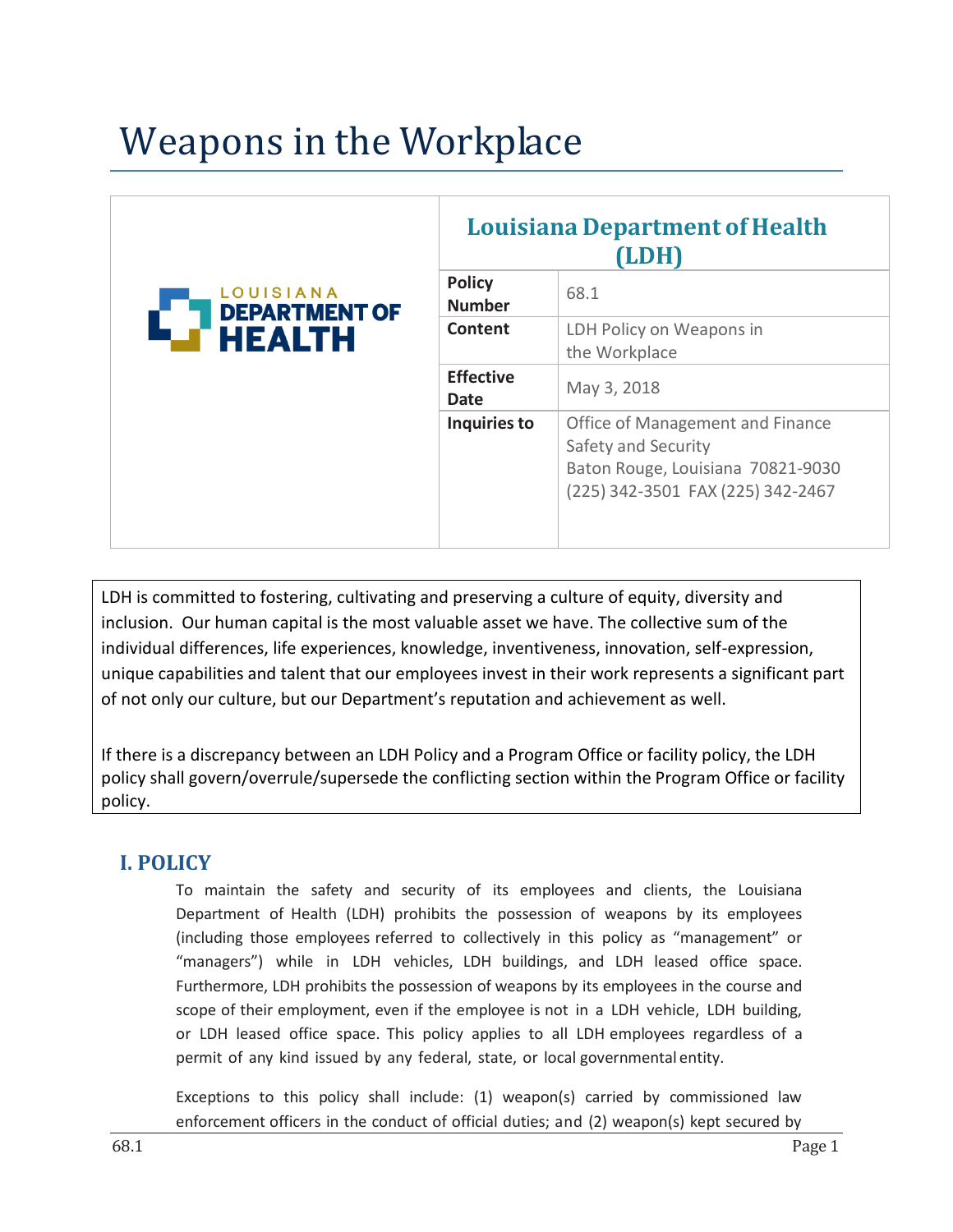# Weapons in the Workplace

| LOUISIANA DEPARTMENT OF HEALTH | Louisiana Department of Health (LDH) | |
|---|---|---|
| | **Policy Number** | 68.1 |
| | **Content** | LDH Policy on Weapons in the Workplace |
| | **Effective Date** | May 3, 2018 |
| | **Inquiries to** | Office of Management and Finance<br>Safety and Security<br>Baton Rouge, Louisiana 70821-9030<br>(225) 342-3501 FAX (225) 342-2467 |

LDH is committed to fostering, cultivating and preserving a culture of equity, diversity and inclusion. Our human capital is the most valuable asset we have. The collective sum of the individual differences, life experiences, knowledge, inventiveness, innovation, self-expression, unique capabilities and talent that our employees invest in their work represents a significant part of not only our culture, but our Department's reputation and achievement as well.

If there is a discrepancy between an LDH Policy and a Program Office or facility policy, the LDH policy shall govern/overrule/supersede the conflicting section within the Program Office or facility policy.

## I. POLICY

To maintain the safety and security of its employees and clients, the Louisiana Department of Health (LDH) prohibits the possession of weapons by its employees (including those employees referred to collectively in this policy as "management" or "managers") while in LDH vehicles, LDH buildings, and LDH leased office space. Furthermore, LDH prohibits the possession of weapons by its employees in the course and scope of their employment, even if the employee is not in a LDH vehicle, LDH building, or LDH leased office space. This policy applies to all LDH employees regardless of a permit of any kind issued by any federal, state, or local governmental entity.

Exceptions to this policy shall include: (1) weapon(s) carried by commissioned law enforcement officers in the conduct of official duties; and (2) weapon(s) kept secured by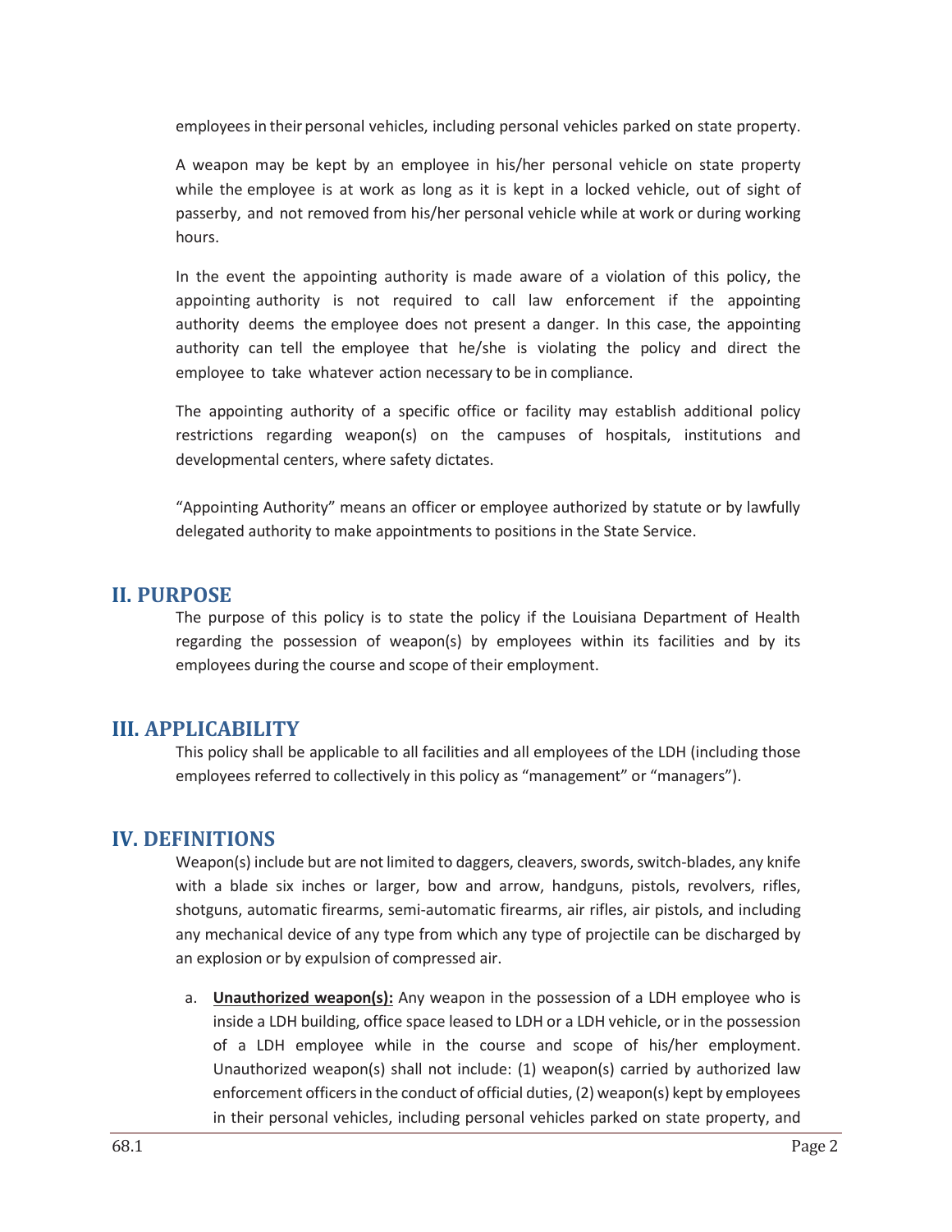employees in their personal vehicles, including personal vehicles parked on state property.

A weapon may be kept by an employee in his/her personal vehicle on state property while the employee is at work as long as it is kept in a locked vehicle, out of sight of passerby, and not removed from his/her personal vehicle while at work or during working hours.

In the event the appointing authority is made aware of a violation of this policy, the appointing authority is not required to call law enforcement if the appointing authority deems the employee does not present a danger. In this case, the appointing authority can tell the employee that he/she is violating the policy and direct the employee to take whatever action necessary to be in compliance.

The appointing authority of a specific office or facility may establish additional policy restrictions regarding weapon(s) on the campuses of hospitals, institutions and developmental centers, where safety dictates.

"Appointing Authority" means an officer or employee authorized by statute or by lawfully delegated authority to make appointments to positions in the State Service.

## II. PURPOSE

The purpose of this policy is to state the policy if the Louisiana Department of Health regarding the possession of weapon(s) by employees within its facilities and by its employees during the course and scope of their employment.

## III. APPLICABILITY

This policy shall be applicable to all facilities and all employees of the LDH (including those employees referred to collectively in this policy as "management" or "managers").

## IV. DEFINITIONS

Weapon(s) include but are not limited to daggers, cleavers, swords, switch-blades, any knife with a blade six inches or larger, bow and arrow, handguns, pistols, revolvers, rifles, shotguns, automatic firearms, semi-automatic firearms, air rifles, air pistols, and including any mechanical device of any type from which any type of projectile can be discharged by an explosion or by expulsion of compressed air.

a. **Unauthorized weapon(s):** Any weapon in the possession of a LDH employee who is inside a LDH building, office space leased to LDH or a LDH vehicle, or in the possession of a LDH employee while in the course and scope of his/her employment. Unauthorized weapon(s) shall not include: (1) weapon(s) carried by authorized law enforcement officers in the conduct of official duties, (2) weapon(s) kept by employees in their personal vehicles, including personal vehicles parked on state property, and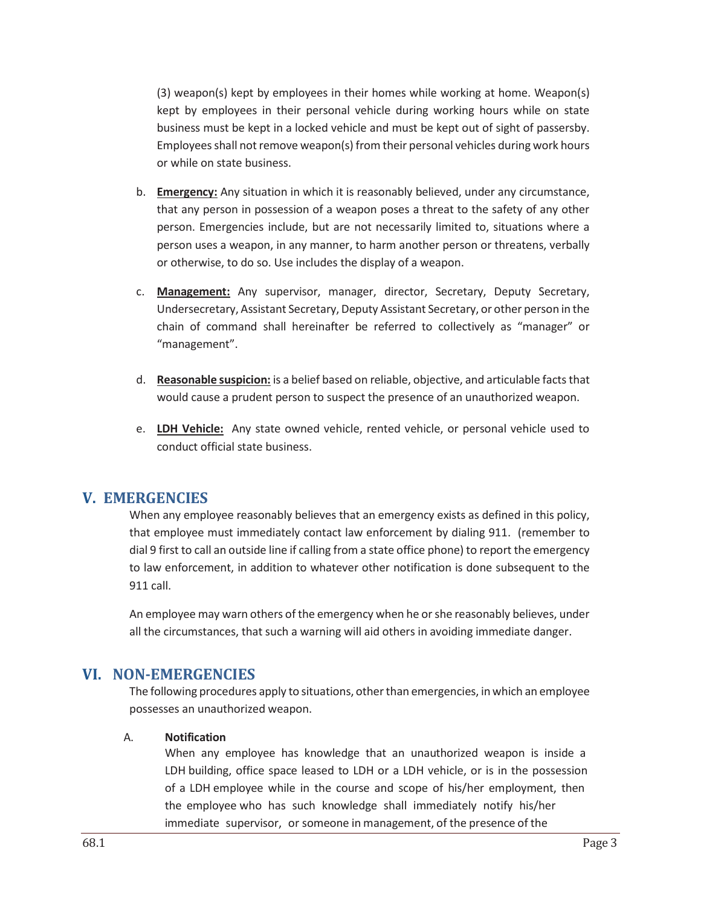(3) weapon(s) kept by employees in their homes while working at home. Weapon(s) kept by employees in their personal vehicle during working hours while on state business must be kept in a locked vehicle and must be kept out of sight of passersby. Employees shall not remove weapon(s) from their personal vehicles during work hours or while on state business.

b. **Emergency:** Any situation in which it is reasonably believed, under any circumstance, that any person in possession of a weapon poses a threat to the safety of any other person. Emergencies include, but are not necessarily limited to, situations where a person uses a weapon, in any manner, to harm another person or threatens, verbally or otherwise, to do so. Use includes the display of a weapon.

c. **Management:** Any supervisor, manager, director, Secretary, Deputy Secretary, Undersecretary, Assistant Secretary, Deputy Assistant Secretary, or other person in the chain of command shall hereinafter be referred to collectively as "manager" or "management".

d. **Reasonable suspicion:** is a belief based on reliable, objective, and articulable facts that would cause a prudent person to suspect the presence of an unauthorized weapon.

e. **LDH Vehicle:** Any state owned vehicle, rented vehicle, or personal vehicle used to conduct official state business.

## V. EMERGENCIES

When any employee reasonably believes that an emergency exists as defined in this policy, that employee must immediately contact law enforcement by dialing 911. (remember to dial 9 first to call an outside line if calling from a state office phone) to report the emergency to law enforcement, in addition to whatever other notification is done subsequent to the 911 call.

An employee may warn others of the emergency when he or she reasonably believes, under all the circumstances, that such a warning will aid others in avoiding immediate danger.

## VI. NON-EMERGENCIES

The following procedures apply to situations, other than emergencies, in which an employee possesses an unauthorized weapon.

A. **Notification**

When any employee has knowledge that an unauthorized weapon is inside a LDH building, office space leased to LDH or a LDH vehicle, or is in the possession of a LDH employee while in the course and scope of his/her employment, then the employee who has such knowledge shall immediately notify his/her immediate supervisor, or someone in management, of the presence of the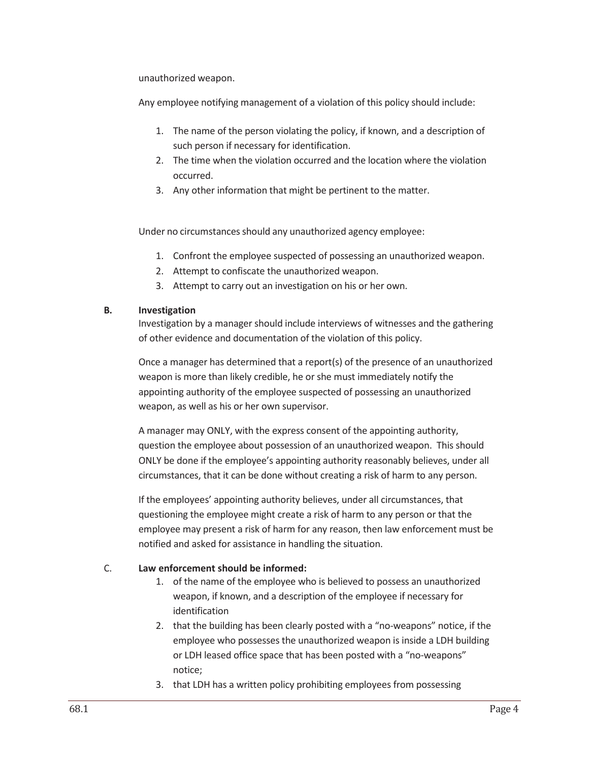unauthorized weapon.

Any employee notifying management of a violation of this policy should include:

1. The name of the person violating the policy, if known, and a description of such person if necessary for identification.
2. The time when the violation occurred and the location where the violation occurred.
3. Any other information that might be pertinent to the matter.

Under no circumstances should any unauthorized agency employee:

1. Confront the employee suspected of possessing an unauthorized weapon.
2. Attempt to confiscate the unauthorized weapon.
3. Attempt to carry out an investigation on his or her own.

**B. Investigation**

Investigation by a manager should include interviews of witnesses and the gathering of other evidence and documentation of the violation of this policy.

Once a manager has determined that a report(s) of the presence of an unauthorized weapon is more than likely credible, he or she must immediately notify the appointing authority of the employee suspected of possessing an unauthorized weapon, as well as his or her own supervisor.

A manager may ONLY, with the express consent of the appointing authority, question the employee about possession of an unauthorized weapon. This should ONLY be done if the employee's appointing authority reasonably believes, under all circumstances, that it can be done without creating a risk of harm to any person.

If the employees' appointing authority believes, under all circumstances, that questioning the employee might create a risk of harm to any person or that the employee may present a risk of harm for any reason, then law enforcement must be notified and asked for assistance in handling the situation.

C. **Law enforcement should be informed:**

1. of the name of the employee who is believed to possess an unauthorized weapon, if known, and a description of the employee if necessary for identification
2. that the building has been clearly posted with a "no-weapons" notice, if the employee who possesses the unauthorized weapon is inside a LDH building or LDH leased office space that has been posted with a "no-weapons" notice;
3. that LDH has a written policy prohibiting employees from possessing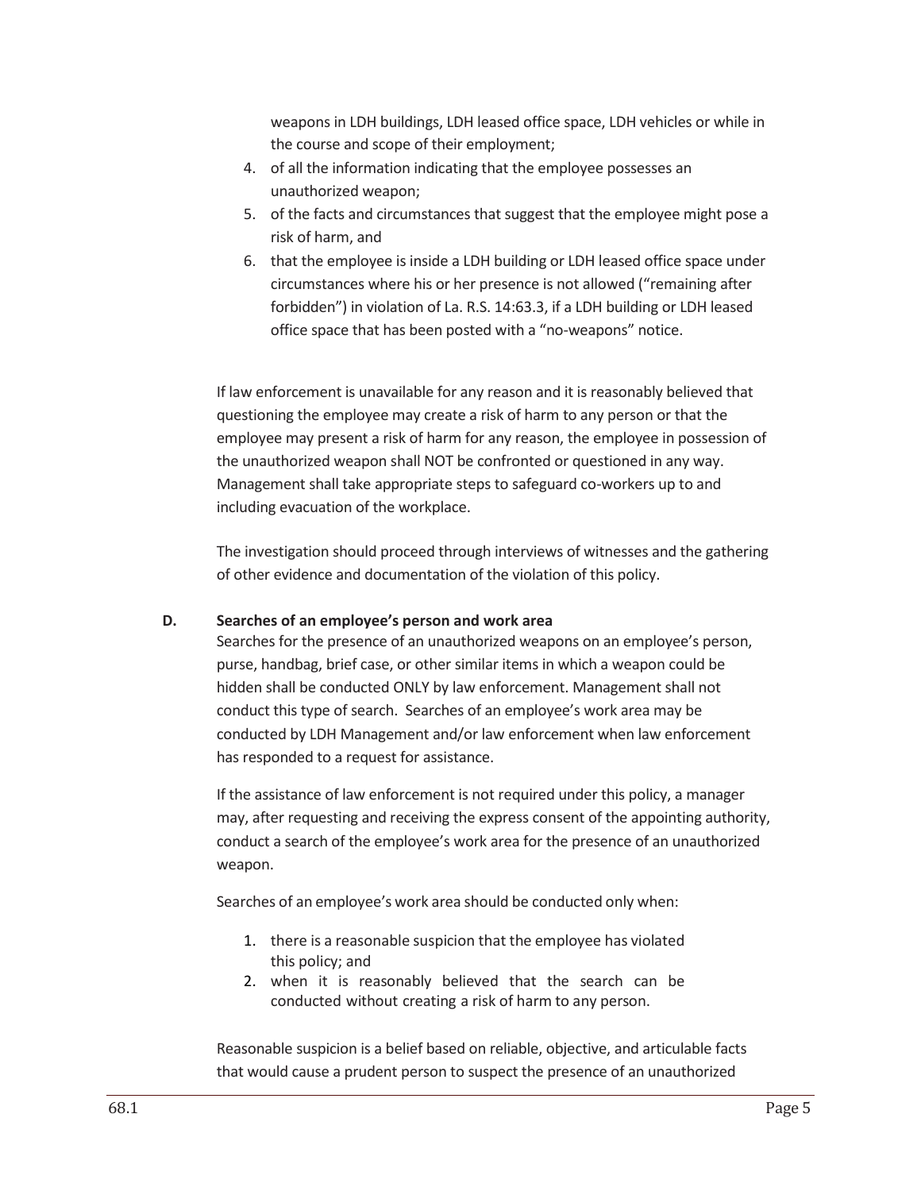weapons in LDH buildings, LDH leased office space, LDH vehicles or while in the course and scope of their employment;

4. of all the information indicating that the employee possesses an unauthorized weapon;
5. of the facts and circumstances that suggest that the employee might pose a risk of harm, and
6. that the employee is inside a LDH building or LDH leased office space under circumstances where his or her presence is not allowed (“remaining after forbidden”) in violation of La. R.S. 14:63.3, if a LDH building or LDH leased office space that has been posted with a “no-weapons” notice.

If law enforcement is unavailable for any reason and it is reasonably believed that questioning the employee may create a risk of harm to any person or that the employee may present a risk of harm for any reason, the employee in possession of the unauthorized weapon shall NOT be confronted or questioned in any way. Management shall take appropriate steps to safeguard co-workers up to and including evacuation of the workplace.

The investigation should proceed through interviews of witnesses and the gathering of other evidence and documentation of the violation of this policy.

**D. Searches of an employee’s person and work area**

Searches for the presence of an unauthorized weapons on an employee’s person, purse, handbag, brief case, or other similar items in which a weapon could be hidden shall be conducted ONLY by law enforcement. Management shall not conduct this type of search. Searches of an employee’s work area may be conducted by LDH Management and/or law enforcement when law enforcement has responded to a request for assistance.

If the assistance of law enforcement is not required under this policy, a manager may, after requesting and receiving the express consent of the appointing authority, conduct a search of the employee’s work area for the presence of an unauthorized weapon.

Searches of an employee’s work area should be conducted only when:

1. there is a reasonable suspicion that the employee has violated this policy; and
2. when it is reasonably believed that the search can be conducted without creating a risk of harm to any person.

Reasonable suspicion is a belief based on reliable, objective, and articulable facts that would cause a prudent person to suspect the presence of an unauthorized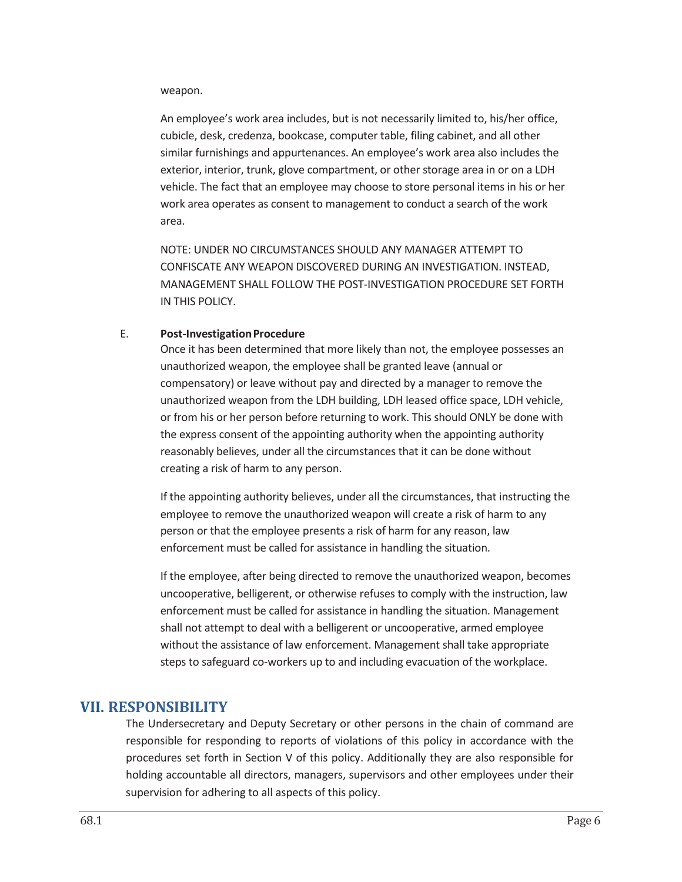weapon.

An employee's work area includes, but is not necessarily limited to, his/her office, cubicle, desk, credenza, bookcase, computer table, filing cabinet, and all other similar furnishings and appurtenances. An employee's work area also includes the exterior, interior, trunk, glove compartment, or other storage area in or on a LDH vehicle. The fact that an employee may choose to store personal items in his or her work area operates as consent to management to conduct a search of the work area.

NOTE: UNDER NO CIRCUMSTANCES SHOULD ANY MANAGER ATTEMPT TO CONFISCATE ANY WEAPON DISCOVERED DURING AN INVESTIGATION. INSTEAD, MANAGEMENT SHALL FOLLOW THE POST-INVESTIGATION PROCEDURE SET FORTH IN THIS POLICY.

E. **Post-Investigation Procedure**

Once it has been determined that more likely than not, the employee possesses an unauthorized weapon, the employee shall be granted leave (annual or compensatory) or leave without pay and directed by a manager to remove the unauthorized weapon from the LDH building, LDH leased office space, LDH vehicle, or from his or her person before returning to work. This should ONLY be done with the express consent of the appointing authority when the appointing authority reasonably believes, under all the circumstances that it can be done without creating a risk of harm to any person.

If the appointing authority believes, under all the circumstances, that instructing the employee to remove the unauthorized weapon will create a risk of harm to any person or that the employee presents a risk of harm for any reason, law enforcement must be called for assistance in handling the situation.

If the employee, after being directed to remove the unauthorized weapon, becomes uncooperative, belligerent, or otherwise refuses to comply with the instruction, law enforcement must be called for assistance in handling the situation. Management shall not attempt to deal with a belligerent or uncooperative, armed employee without the assistance of law enforcement. Management shall take appropriate steps to safeguard co-workers up to and including evacuation of the workplace.

## VII. RESPONSIBILITY

The Undersecretary and Deputy Secretary or other persons in the chain of command are responsible for responding to reports of violations of this policy in accordance with the procedures set forth in Section V of this policy. Additionally they are also responsible for holding accountable all directors, managers, supervisors and other employees under their supervision for adhering to all aspects of this policy.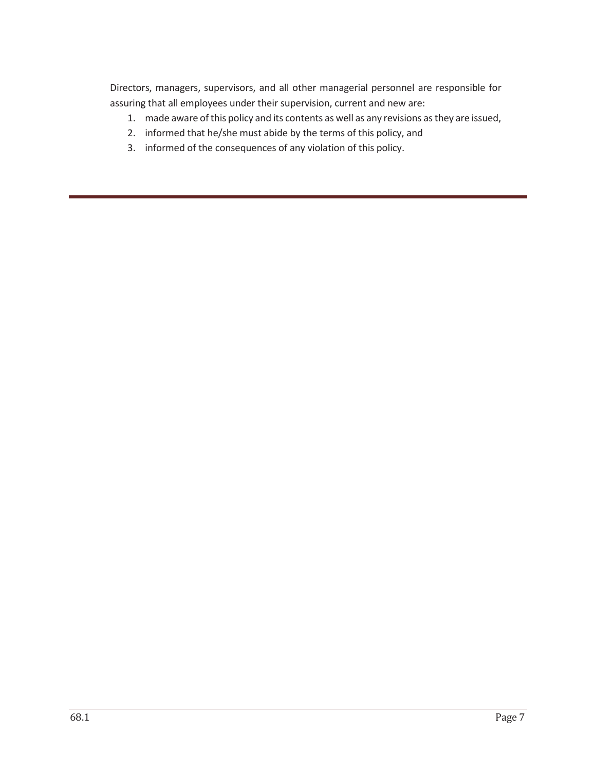Directors, managers, supervisors, and all other managerial personnel are responsible for assuring that all employees under their supervision, current and new are:

1. made aware of this policy and its contents as well as any revisions as they are issued,
2. informed that he/she must abide by the terms of this policy, and
3. informed of the consequences of any violation of this policy.

---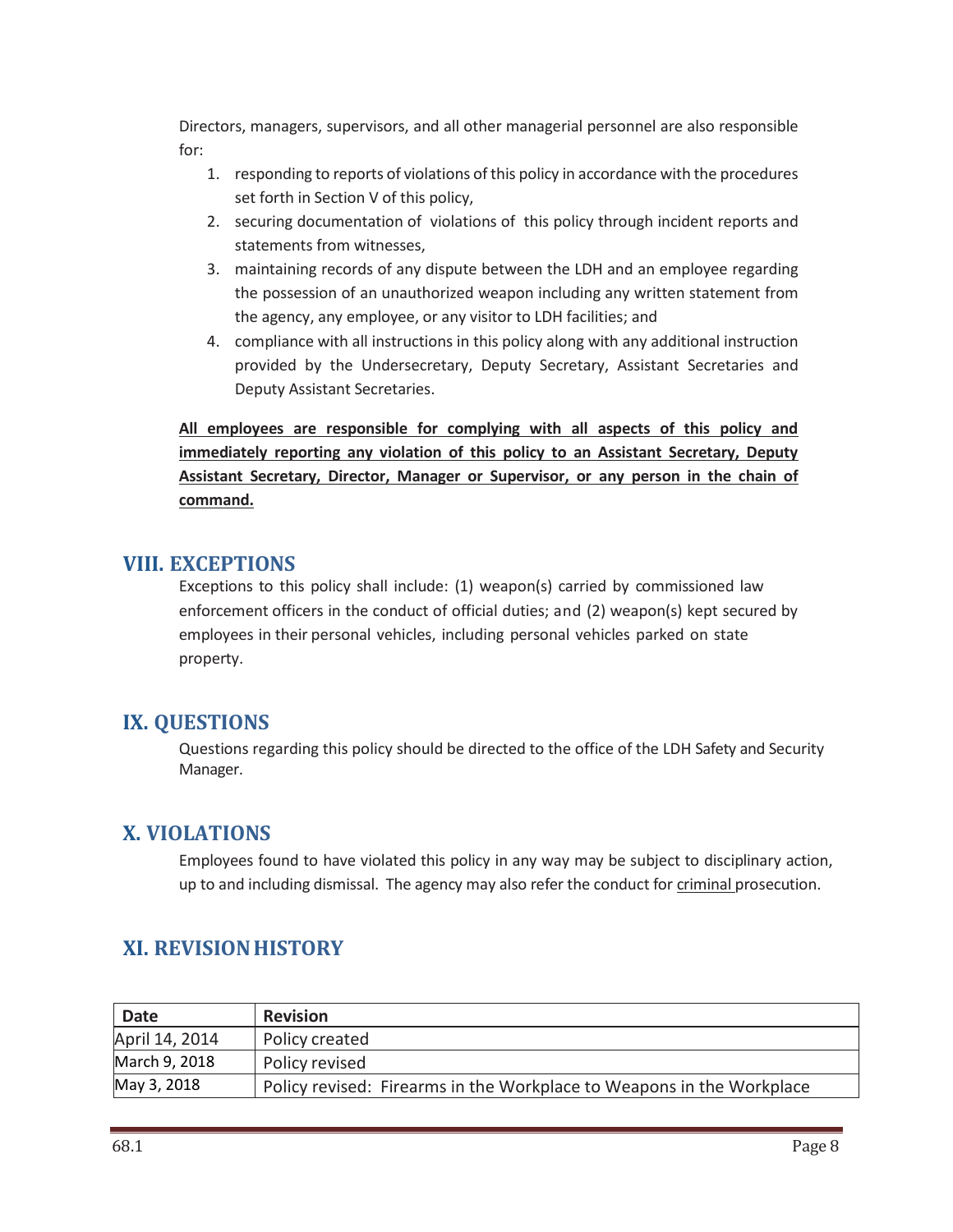Directors, managers, supervisors, and all other managerial personnel are also responsible for:

1. responding to reports of violations of this policy in accordance with the procedures set forth in Section V of this policy,
2. securing documentation of violations of this policy through incident reports and statements from witnesses,
3. maintaining records of any dispute between the LDH and an employee regarding the possession of an unauthorized weapon including any written statement from the agency, any employee, or any visitor to LDH facilities; and
4. compliance with all instructions in this policy along with any additional instruction provided by the Undersecretary, Deputy Secretary, Assistant Secretaries and Deputy Assistant Secretaries.

**All employees are responsible for complying with all aspects of this policy and immediately reporting any violation of this policy to an Assistant Secretary, Deputy Assistant Secretary, Director, Manager or Supervisor, or any person in the chain of command.**

## VIII. EXCEPTIONS

Exceptions to this policy shall include: (1) weapon(s) carried by commissioned law enforcement officers in the conduct of official duties; and (2) weapon(s) kept secured by employees in their personal vehicles, including personal vehicles parked on state property.

## IX. QUESTIONS

Questions regarding this policy should be directed to the office of the LDH Safety and Security Manager.

## X. VIOLATIONS

Employees found to have violated this policy in any way may be subject to disciplinary action, up to and including dismissal. The agency may also refer the conduct for criminal prosecution.

## XI. REVISION HISTORY

| Date | Revision |
|---|---|
| April 14, 2014 | Policy created |
| March 9, 2018 | Policy revised |
| May 3, 2018 | Policy revised: Firearms in the Workplace to Weapons in the Workplace |